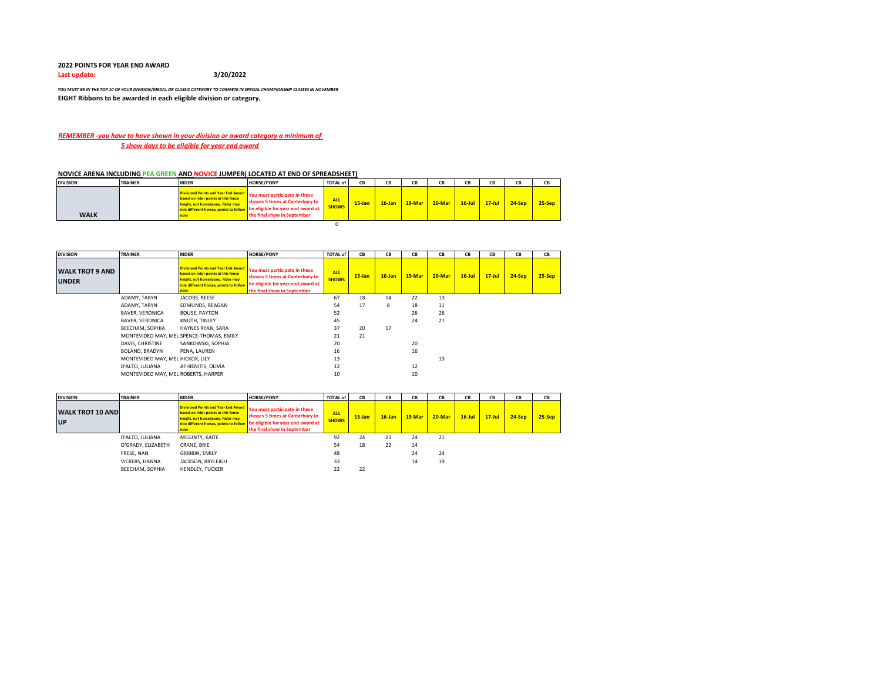**2022 POINTS FOR YEAR END AWARD**

**Last update: 3/20/2022**

***YOU MUST BE IN THE TOP 10 OF YOUR DIVISION/MEDAL OR CLASSIC CATEGORY TO COMPETE IN SPECIAL CHAMPIONSHIP CLASSES IN NOVEMBER***

**EIGHT Ribbons to be awarded in each eligible division or category.**

***REMEMBER -you have to have shown in your division or award category a minimum of 5 show days to be eligible for year end award***

**NOVICE ARENA INCLUDING PEA GREEN AND NOVICE JUMPER( LOCATED AT END OF SPREADSHEET)**

| DIVISION | TRAINER | RIDER | HORSE/PONY | TOTAL of | CB | CB | CB | CB | CB | CB | CB | CB |
|---|---|---|---|---|---|---|---|---|---|---|---|---|
| WALK | | Divisional Points and Year End Award based on rider points at this fence height, not horse/pony. Rider may ride different horses, points to follow rider | You must participate in these classes 5 times at Canterbury to be eligible for year end award at the final show in September | ALL SHOWS | 15-Jan | 16-Jan | 19-Mar | 20-Mar | 16-Jul | 17-Jul | 24-Sep | 25-Sep |
| | | | | 0 | | | | | | | | |

| DIVISION | TRAINER | RIDER | HORSE/PONY | TOTAL of | CB | CB | CB | CB | CB | CB | CB | CB |
|---|---|---|---|---|---|---|---|---|---|---|---|---|
| WALK TROT 9 AND UNDER | | Divisional Points and Year End Award based on rider points at this fence height, not horse/pony. Rider may ride different horses, points to follow rider | You must participate in these classes 5 times at Canterbury to be eligible for year end award at the final show in September | ALL SHOWS | 15-Jan | 16-Jan | 19-Mar | 20-Mar | 16-Jul | 17-Jul | 24-Sep | 25-Sep |
| | ADAMY, TARYN | JACOBS, REESE | | 67 | 18 | 14 | 22 | 13 | | | | |
| | ADAMY, TARYN | EDMUNDS, REAGAN | | 54 | 17 | 8 | 18 | 11 | | | | |
| | BAVER, VERONICA | BOUSE, PAYTON | | 52 | | | 26 | 26 | | | | |
| | BAVER, VERONICA | KNUTH, TINLEY | | 45 | | | 24 | 21 | | | | |
| | BEECHAM, SOPHIA | HAYNES RYAN, SARA | | 37 | 20 | 17 | | | | | | |
| | MONTEVIDEO MAY, MEL | SPENCE-THOMAS, EMILY | | 21 | 21 | | | | | | | |
| | DAVIS, CHRISTINE | SANKOWSKI, SOPHIA | | 20 | | | 20 | | | | | |
| | BOLAND, BRADYN | PENA, LAUREN | | 16 | | | 16 | | | | | |
| | MONTEVIDEO MAY, MEL | HICKOX, LILY | | 13 | | | | 13 | | | | |
| | D'ALTO, JULIANA | ATHIENITIS, OLIVIA | | 12 | | | 12 | | | | | |
| | MONTEVIDEO MAY, MEL | ROBERTS, HARPER | | 10 | | | 10 | | | | | |

| DIVISION | TRAINER | RIDER | HORSE/PONY | TOTAL of | CB | CB | CB | CB | CB | CB | CB | CB |
|---|---|---|---|---|---|---|---|---|---|---|---|---|
| WALK TROT 10 AND UP | | Divisional Points and Year End Award based on rider points at this fence height, not horse/pony. Rider may ride different horses, points to follow rider | You must participate in these classes 5 times at Canterbury to be eligible for year end award at the final show in September | ALL SHOWS | 15-Jan | 16-Jan | 19-Mar | 20-Mar | 16-Jul | 17-Jul | 24-Sep | 25-Sep |
| | D'ALTO, JULIANA | MCGINTY, KAITE | | 92 | 24 | 23 | 24 | 21 | | | | |
| | O'GRADY, ELIZABETH | CRANE, BRIE | | 54 | 18 | 22 | 14 | | | | | |
| | FRESE, NAN | GRIBBIN, EMILY | | 48 | | | 24 | 24 | | | | |
| | VICKERS, HANNA | JACKSON, BRYLEIGH | | 33 | | | 14 | 19 | | | | |
| | BEECHAM, SOPHIA | HENDLEY, TUCKER | | 22 | 22 | | | | | | | |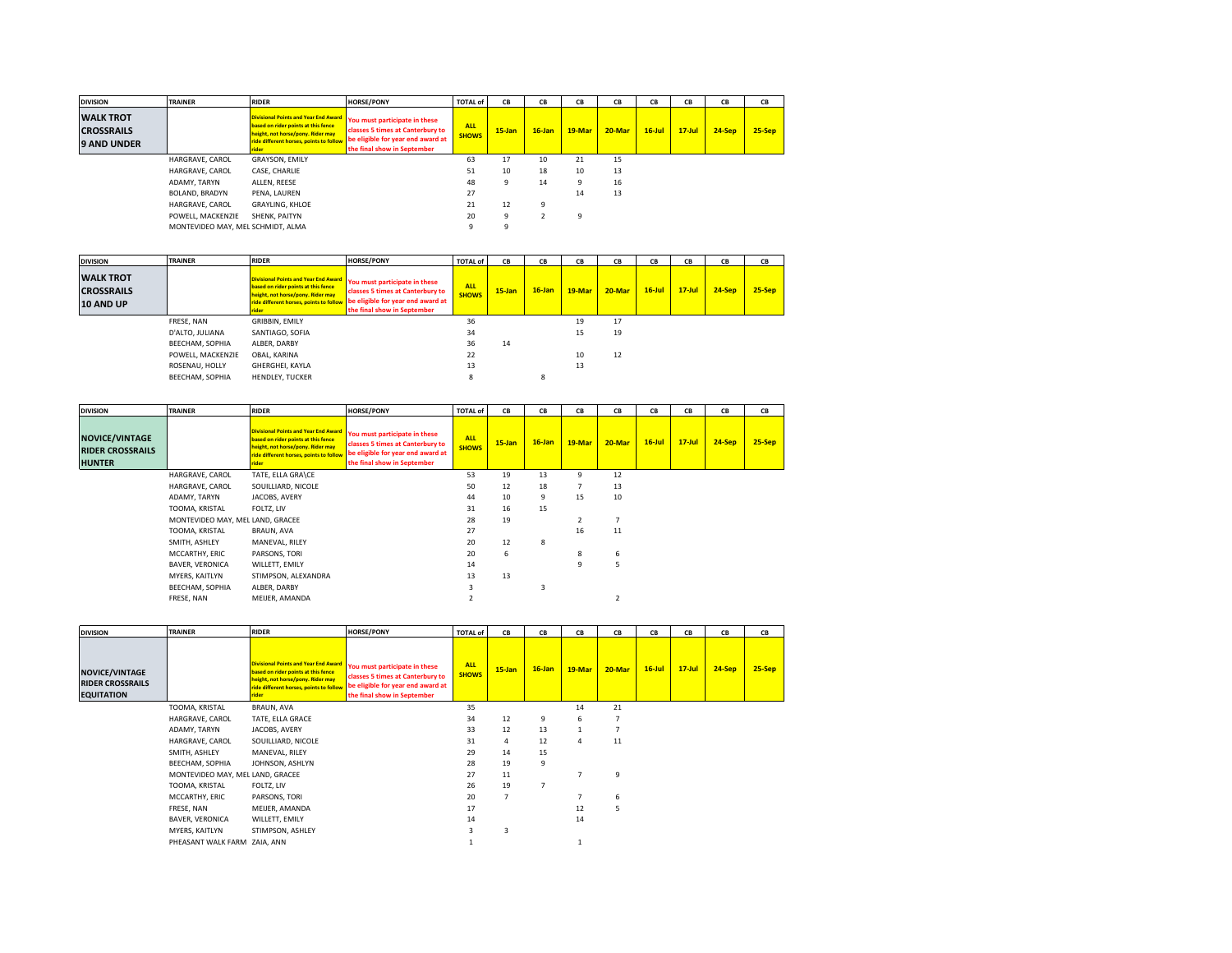| DIVISION | TRAINER | RIDER | HORSE/PONY | TOTAL of | CB | CB | CB | CB | CB | CB | CB | CB |
|---|---|---|---|---|---|---|---|---|---|---|---|---|
| **WALK TROT CROSSRAILS 9 AND UNDER** | | Divisional Points and Year End Award based on rider points at this fence height, not horse/pony. Rider may ride different horses, points to follow rider | You must participate in these classes 5 times at Canterbury to be eligible for year end award at the final show in September | ALL SHOWS | 15-Jan | 16-Jan | 19-Mar | 20-Mar | 16-Jul | 17-Jul | 24-Sep | 25-Sep |
| | HARGRAVE, CAROL | GRAYSON, EMILY | | 63 | 17 | 10 | 21 | 15 | | | | |
| | HARGRAVE, CAROL | CASE, CHARLIE | | 51 | 10 | 18 | 10 | 13 | | | | |
| | ADAMY, TARYN | ALLEN, REESE | | 48 | 9 | 14 | 9 | 16 | | | | |
| | BOLAND, BRADYN | PENA, LAUREN | | 27 | | | 14 | 13 | | | | |
| | HARGRAVE, CAROL | GRAYLING, KHLOE | | 21 | 12 | 9 | | | | | | |
| | POWELL, MACKENZIE | SHENK, PAITYN | | 20 | 9 | 2 | 9 | | | | | |
| | MONTEVIDEO MAY, MEL | SCHMIDT, ALMA | | 9 | 9 | | | | | | | |

| DIVISION | TRAINER | RIDER | HORSE/PONY | TOTAL of | CB | CB | CB | CB | CB | CB | CB | CB |
|---|---|---|---|---|---|---|---|---|---|---|---|---|
| **WALK TROT CROSSRAILS 10 AND UP** | | Divisional Points and Year End Award based on rider points at this fence height, not horse/pony. Rider may ride different horses, points to follow rider | You must participate in these classes 5 times at Canterbury to be eligible for year end award at the final show in September | ALL SHOWS | 15-Jan | 16-Jan | 19-Mar | 20-Mar | 16-Jul | 17-Jul | 24-Sep | 25-Sep |
| | FRESE, NAN | GRIBBIN, EMILY | | 36 | | | 19 | 17 | | | | |
| | D'ALTO, JULIANA | SANTIAGO, SOFIA | | 34 | | | 15 | 19 | | | | |
| | BEECHAM, SOPHIA | ALBER, DARBY | | 36 | 14 | | | | | | | |
| | POWELL, MACKENZIE | OBAL, KARINA | | 22 | | | 10 | 12 | | | | |
| | ROSENAU, HOLLY | GHERGHEI, KAYLA | | 13 | | | 13 | | | | | |
| | BEECHAM, SOPHIA | HENDLEY, TUCKER | | 8 | | 8 | | | | | | |

| DIVISION | TRAINER | RIDER | HORSE/PONY | TOTAL of | CB | CB | CB | CB | CB | CB | CB | CB |
|---|---|---|---|---|---|---|---|---|---|---|---|---|
| **NOVICE/VINTAGE RIDER CROSSRAILS HUNTER** | | Divisional Points and Year End Award based on rider points at this fence height, not horse/pony. Rider may ride different horses, points to follow rider | You must participate in these classes 5 times at Canterbury to be eligible for year end award at the final show in September | ALL SHOWS | 15-Jan | 16-Jan | 19-Mar | 20-Mar | 16-Jul | 17-Jul | 24-Sep | 25-Sep |
| | HARGRAVE, CAROL | TATE, ELLA GRA\CE | | 53 | 19 | 13 | 9 | 12 | | | | |
| | HARGRAVE, CAROL | SOUILLIARD, NICOLE | | 50 | 12 | 18 | 7 | 13 | | | | |
| | ADAMY, TARYN | JACOBS, AVERY | | 44 | 10 | 9 | 15 | 10 | | | | |
| | TOOMA, KRISTAL | FOLTZ, LIV | | 31 | 16 | 15 | | | | | | |
| | MONTEVIDEO MAY, MEL | LAND, GRACEE | | 28 | 19 | | 2 | 7 | | | | |
| | TOOMA, KRISTAL | BRAUN, AVA | | 27 | | | 16 | 11 | | | | |
| | SMITH, ASHLEY | MANEVAL, RILEY | | 20 | 12 | 8 | | | | | | |
| | MCCARTHY, ERIC | PARSONS, TORI | | 20 | 6 | | 8 | 6 | | | | |
| | BAVER, VERONICA | WILLETT, EMILY | | 14 | | | 9 | 5 | | | | |
| | MYERS, KAITLYN | STIMPSON, ALEXANDRA | | 13 | 13 | | | | | | | |
| | BEECHAM, SOPHIA | ALBER, DARBY | | 3 | | 3 | | | | | | |
| | FRESE, NAN | MEIJER, AMANDA | | 2 | | | | 2 | | | | |

| DIVISION | TRAINER | RIDER | HORSE/PONY | TOTAL of | CB | CB | CB | CB | CB | CB | CB | CB |
|---|---|---|---|---|---|---|---|---|---|---|---|---|
| **NOVICE/VINTAGE RIDER CROSSRAILS EQUITATION** | | Divisional Points and Year End Award based on rider points at this fence height, not horse/pony. Rider may ride different horses, points to follow rider | You must participate in these classes 5 times at Canterbury to be eligible for year end award at the final show in September | ALL SHOWS | 15-Jan | 16-Jan | 19-Mar | 20-Mar | 16-Jul | 17-Jul | 24-Sep | 25-Sep |
| | TOOMA, KRISTAL | BRAUN, AVA | | 35 | | | 14 | 21 | | | | |
| | HARGRAVE, CAROL | TATE, ELLA GRACE | | 34 | 12 | 9 | 6 | 7 | | | | |
| | ADAMY, TARYN | JACOBS, AVERY | | 33 | 12 | 13 | 1 | 7 | | | | |
| | HARGRAVE, CAROL | SOUILLIARD, NICOLE | | 31 | 4 | 12 | 4 | 11 | | | | |
| | SMITH, ASHLEY | MANEVAL, RILEY | | 29 | 14 | 15 | | | | | | |
| | BEECHAM, SOPHIA | JOHNSON, ASHLYN | | 28 | 19 | 9 | | | | | | |
| | MONTEVIDEO MAY, MEL | LAND, GRACEE | | 27 | 11 | | 7 | 9 | | | | |
| | TOOMA, KRISTAL | FOLTZ, LIV | | 26 | 19 | 7 | | | | | | |
| | MCCARTHY, ERIC | PARSONS, TORI | | 20 | 7 | | 7 | 6 | | | | |
| | FRESE, NAN | MEIJER, AMANDA | | 17 | | | 12 | 5 | | | | |
| | BAVER, VERONICA | WILLETT, EMILY | | 14 | | | 14 | | | | | |
| | MYERS, KAITLYN | STIMPSON, ASHLEY | | 3 | 3 | | | | | | | |
| | PHEASANT WALK FARM | ZAIA, ANN | | 1 | | | 1 | | | | | |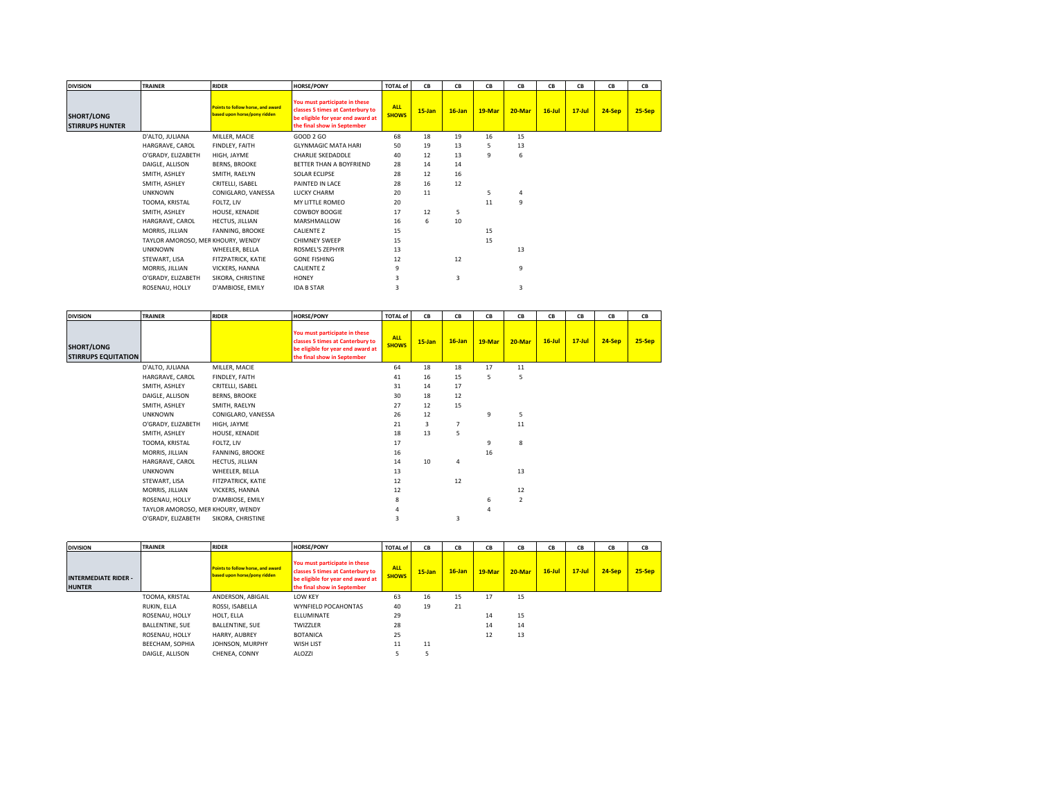| DIVISION | TRAINER | RIDER | HORSE/PONY | TOTAL of | CB | CB | CB | CB | CB | CB | CB | CB |
|---|---|---|---|---|---|---|---|---|---|---|---|---|
| SHORT/LONG STIRRUPS HUNTER | | Points to follow horse, and award based upon horse/pony ridden | You must participate in these classes 5 times at Canterbury to be eligible for year end award at the final show in September | ALL SHOWS | 15-Jan | 16-Jan | 19-Mar | 20-Mar | 16-Jul | 17-Jul | 24-Sep | 25-Sep |
| | D'ALTO, JULIANA | MILLER, MACIE | GOOD 2 GO | 68 | 18 | 19 | 16 | 15 | | | | |
| | HARGRAVE, CAROL | FINDLEY, FAITH | GLYNMAGIC MATA HARI | 50 | 19 | 13 | 5 | 13 | | | | |
| | O'GRADY, ELIZABETH | HIGH, JAYME | CHARLIE SKEDADDLE | 40 | 12 | 13 | 9 | 6 | | | | |
| | DAIGLE, ALLISON | BERNS, BROOKE | BETTER THAN A BOYFRIEND | 28 | 14 | 14 | | | | | | |
| | SMITH, ASHLEY | SMITH, RAELYN | SOLAR ECLIPSE | 28 | 12 | 16 | | | | | | |
| | SMITH, ASHLEY | CRITELLI, ISABEL | PAINTED IN LACE | 28 | 16 | 12 | | | | | | |
| | UNKNOWN | CONIGLARO, VANESSA | LUCKY CHARM | 20 | 11 | | 5 | 4 | | | | |
| | TOOMA, KRISTAL | FOLTZ, LIV | MY LITTLE ROMEO | 20 | | | 11 | 9 | | | | |
| | SMITH, ASHLEY | HOUSE, KENADIE | COWBOY BOOGIE | 17 | 12 | 5 | | | | | | |
| | HARGRAVE, CAROL | HECTUS, JILLIAN | MARSHMALLOW | 16 | 6 | 10 | | | | | | |
| | MORRIS, JILLIAN | FANNING, BROOKE | CALIENTE Z | 15 | | | 15 | | | | | |
| | TAYLOR AMOROSO, MER | KHOURY, WENDY | CHIMNEY SWEEP | 15 | | | 15 | | | | | |
| | UNKNOWN | WHEELER, BELLA | ROSMEL'S ZEPHYR | 13 | | | | 13 | | | | |
| | STEWART, LISA | FITZPATRICK, KATIE | GONE FISHING | 12 | | 12 | | | | | | |
| | MORRIS, JILLIAN | VICKERS, HANNA | CALIENTE Z | 9 | | | | 9 | | | | |
| | O'GRADY, ELIZABETH | SIKORA, CHRISTINE | HONEY | 3 | | 3 | | | | | | |
| | ROSENAU, HOLLY | D'AMBIOSE, EMILY | IDA B STAR | 3 | | | | 3 | | | | |

| DIVISION | TRAINER | RIDER | HORSE/PONY | TOTAL of | CB | CB | CB | CB | CB | CB | CB | CB |
|---|---|---|---|---|---|---|---|---|---|---|---|---|
| SHORT/LONG STIRRUPS EQUITATION | | | You must participate in these classes 5 times at Canterbury to be eligible for year end award at the final show in September | ALL SHOWS | 15-Jan | 16-Jan | 19-Mar | 20-Mar | 16-Jul | 17-Jul | 24-Sep | 25-Sep |
| | D'ALTO, JULIANA | MILLER, MACIE | | 64 | 18 | 18 | 17 | 11 | | | | |
| | HARGRAVE, CAROL | FINDLEY, FAITH | | 41 | 16 | 15 | 5 | 5 | | | | |
| | SMITH, ASHLEY | CRITELLI, ISABEL | | 31 | 14 | 17 | | | | | | |
| | DAIGLE, ALLISON | BERNS, BROOKE | | 30 | 18 | 12 | | | | | | |
| | SMITH, ASHLEY | SMITH, RAELYN | | 27 | 12 | 15 | | | | | | |
| | UNKNOWN | CONIGLARO, VANESSA | | 26 | 12 | | 9 | 5 | | | | |
| | O'GRADY, ELIZABETH | HIGH, JAYME | | 21 | 3 | 7 | | 11 | | | | |
| | SMITH, ASHLEY | HOUSE, KENADIE | | 18 | 13 | 5 | | | | | | |
| | TOOMA, KRISTAL | FOLTZ, LIV | | 17 | | | 9 | 8 | | | | |
| | MORRIS, JILLIAN | FANNING, BROOKE | | 16 | | | 16 | | | | | |
| | HARGRAVE, CAROL | HECTUS, JILLIAN | | 14 | 10 | 4 | | | | | | |
| | UNKNOWN | WHEELER, BELLA | | 13 | | | | 13 | | | | |
| | STEWART, LISA | FITZPATRICK, KATIE | | 12 | | 12 | | | | | | |
| | MORRIS, JILLIAN | VICKERS, HANNA | | 12 | | | | 12 | | | | |
| | ROSENAU, HOLLY | D'AMBIOSE, EMILY | | 8 | | | 6 | 2 | | | | |
| | TAYLOR AMOROSO, MER | KHOURY, WENDY | | 4 | | | 4 | | | | | |
| | O'GRADY, ELIZABETH | SIKORA, CHRISTINE | | 3 | | 3 | | | | | | |

| DIVISION | TRAINER | RIDER | HORSE/PONY | TOTAL of | CB | CB | CB | CB | CB | CB | CB | CB |
|---|---|---|---|---|---|---|---|---|---|---|---|---|
| INTERMEDIATE RIDER - HUNTER | | Points to follow horse, and award based upon horse/pony ridden | You must participate in these classes 5 times at Canterbury to be eligible for year end award at the final show in September | ALL SHOWS | 15-Jan | 16-Jan | 19-Mar | 20-Mar | 16-Jul | 17-Jul | 24-Sep | 25-Sep |
| | TOOMA, KRISTAL | ANDERSON, ABIGAIL | LOW KEY | 63 | 16 | 15 | 17 | 15 | | | | |
| | RUKIN, ELLA | ROSSI, ISABELLA | WYNFIELD POCAHONTAS | 40 | 19 | 21 | | | | | | |
| | ROSENAU, HOLLY | HOLT, ELLA | ELLUMINATE | 29 | | | 14 | 15 | | | | |
| | BALLENTINE, SUE | BALLENTINE, SUE | TWIZZLER | 28 | | | 14 | 14 | | | | |
| | ROSENAU, HOLLY | HARRY, AUBREY | BOTANICA | 25 | | | 12 | 13 | | | | |
| | BEECHAM, SOPHIA | JOHNSON, MURPHY | WISH LIST | 11 | 11 | | | | | | | |
| | DAIGLE, ALLISON | CHENEA, CONNY | ALOZZI | 5 | 5 | | | | | | | |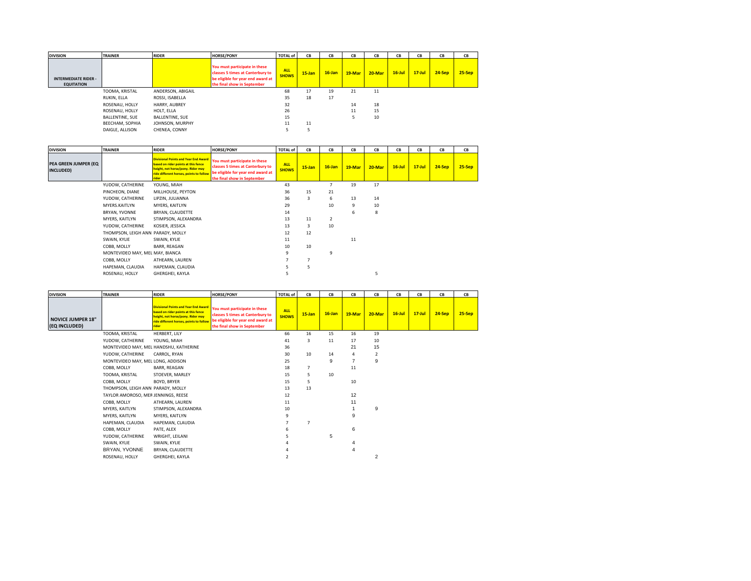| DIVISION | TRAINER | RIDER | HORSE/PONY | TOTAL of | CB | CB | CB | CB | CB | CB | CB | CB |
|---|---|---|---|---|---|---|---|---|---|---|---|---|
| INTERMEDIATE RIDER - EQUITATION | | | You must participate in these classes 5 times at Canterbury to be eligible for year end award at the final show in September | ALL SHOWS | 15-Jan | 16-Jan | 19-Mar | 20-Mar | 16-Jul | 17-Jul | 24-Sep | 25-Sep |
| | TOOMA, KRISTAL | ANDERSON, ABIGAIL | | 68 | 17 | 19 | 21 | 11 | | | | |
| | RUKIN, ELLA | ROSSI, ISABELLA | | 35 | 18 | 17 | | | | | | |
| | ROSENAU, HOLLY | HARRY, AUBREY | | 32 | | | 14 | 18 | | | | |
| | ROSENAU, HOLLY | HOLT, ELLA | | 26 | | | 11 | 15 | | | | |
| | BALLENTINE, SUE | BALLENTINE, SUE | | 15 | | | 5 | 10 | | | | |
| | BEECHAM, SOPHIA | JOHNSON, MURPHY | | 11 | 11 | | | | | | | |
| | DAIGLE, ALLISON | CHENEA, CONNY | | 5 | 5 | | | | | | | |

| DIVISION | TRAINER | RIDER | HORSE/PONY | TOTAL of | CB | CB | CB | CB | CB | CB | CB | CB |
|---|---|---|---|---|---|---|---|---|---|---|---|---|
| PEA GREEN JUMPER (EQ INCLUDED) | | Divisional Points and Year End Award based on rider points at this fence height, not horse/pony. Rider may ride different horses, points to follow rider | You must participate in these classes 5 times at Canterbury to be eligible for year end award at the final show in September | ALL SHOWS | 15-Jan | 16-Jan | 19-Mar | 20-Mar | 16-Jul | 17-Jul | 24-Sep | 25-Sep |
| | YUDOW, CATHERINE | YOUNG, MIAH | | 43 | | 7 | 19 | 17 | | | | |
| | PINCHEON, DIANE | MILLHOUSE, PEYTON | | 36 | 15 | 21 | | | | | | |
| | YUDOW, CATHERINE | LIPZIN, JULIANNA | | 36 | 3 | 6 | 13 | 14 | | | | |
| | MYERS.KAITLYN | MYERS, KAITLYN | | 29 | | 10 | 9 | 10 | | | | |
| | BRYAN, YVONNE | BRYAN, CLAUDETTE | | 14 | | | 6 | 8 | | | | |
| | MYERS, KAITLYN | STIMPSON, ALEXANDRA | | 13 | 11 | 2 | | | | | | |
| | YUDOW, CATHERINE | KOSIER, JESSICA | | 13 | 3 | 10 | | | | | | |
| | THOMPSON, LEIGH ANN | PARADY, MOLLY | | 12 | 12 | | | | | | | |
| | SWAIN, KYLIE | SWAIN, KYLIE | | 11 | | | 11 | | | | | |
| | COBB, MOLLY | BARR, REAGAN | | 10 | 10 | | | | | | | |
| | MONTEVIDEO MAY, MEL | MAY, BIANCA | | 9 | | 9 | | | | | | |
| | COBB, MOLLY | ATHEARN, LAUREN | | 7 | 7 | | | | | | | |
| | HAPEMAN, CLAUDIA | HAPEMAN, CLAUDIA | | 5 | 5 | | | | | | | |
| | ROSENAU, HOLLY | GHERGHEI, KAYLA | | 5 | | | | 5 | | | | |

| DIVISION | TRAINER | RIDER | HORSE/PONY | TOTAL of | CB | CB | CB | CB | CB | CB | CB | CB |
|---|---|---|---|---|---|---|---|---|---|---|---|---|
| NOVICE JUMPER 18" (EQ INCLUDED) | | Divisional Points and Year End Award based on rider points at this fence height, not horse/pony. Rider may ride different horses, points to follow rider | You must participate in these classes 5 times at Canterbury to be eligible for year end award at the final show in September | ALL SHOWS | 15-Jan | 16-Jan | 19-Mar | 20-Mar | 16-Jul | 17-Jul | 24-Sep | 25-Sep |
| | TOOMA, KRISTAL | HERBERT, LILY | | 66 | 16 | 15 | 16 | 19 | | | | |
| | YUDOW, CATHERINE | YOUNG, MIAH | | 41 | 3 | 11 | 17 | 10 | | | | |
| | MONTEVIDEO MAY, MEL | HANDSHU, KATHERINE | | 36 | | | 21 | 15 | | | | |
| | YUDOW, CATHERINE | CARROL, RYAN | | 30 | 10 | 14 | 4 | 2 | | | | |
| | MONTEVIDEO MAY, MEL | LONG, ADDISON | | 25 | | 9 | 7 | 9 | | | | |
| | COBB, MOLLY | BARR, REAGAN | | 18 | 7 | | 11 | | | | | |
| | TOOMA, KRISTAL | STOEVER, MARLEY | | 15 | 5 | 10 | | | | | | |
| | COBB, MOLLY | BOYD, BRYER | | 15 | 5 | | 10 | | | | | |
| | THOMPSON, LEIGH ANN | PARADY, MOLLY | | 13 | 13 | | | | | | | |
| | TAYLOR AMOROSO, MER | JENNINGS, REESE | | 12 | | | 12 | | | | | |
| | COBB, MOLLY | ATHEARN, LAUREN | | 11 | | | 11 | | | | | |
| | MYERS, KAITLYN | STIMPSON, ALEXANDRA | | 10 | | | 1 | 9 | | | | |
| | MYERS, KAITLYN | MYERS, KAITLYN | | 9 | | | 9 | | | | | |
| | HAPEMAN, CLAUDIA | HAPEMAN, CLAUDIA | | 7 | 7 | | | | | | | |
| | COBB, MOLLY | PATE, ALEX | | 6 | | | 6 | | | | | |
| | YUDOW, CATHERINE | WRIGHT, LEILANI | | 5 | | 5 | | | | | | |
| | SWAIN, KYLIE | SWAIN, KYLIE | | 4 | | | 4 | | | | | |
| | BRYAN, YVONNE | BRYAN, CLAUDETTE | | 4 | | | 4 | | | | | |
| | ROSENAU, HOLLY | GHERGHEI, KAYLA | | 2 | | | | 2 | | | | |